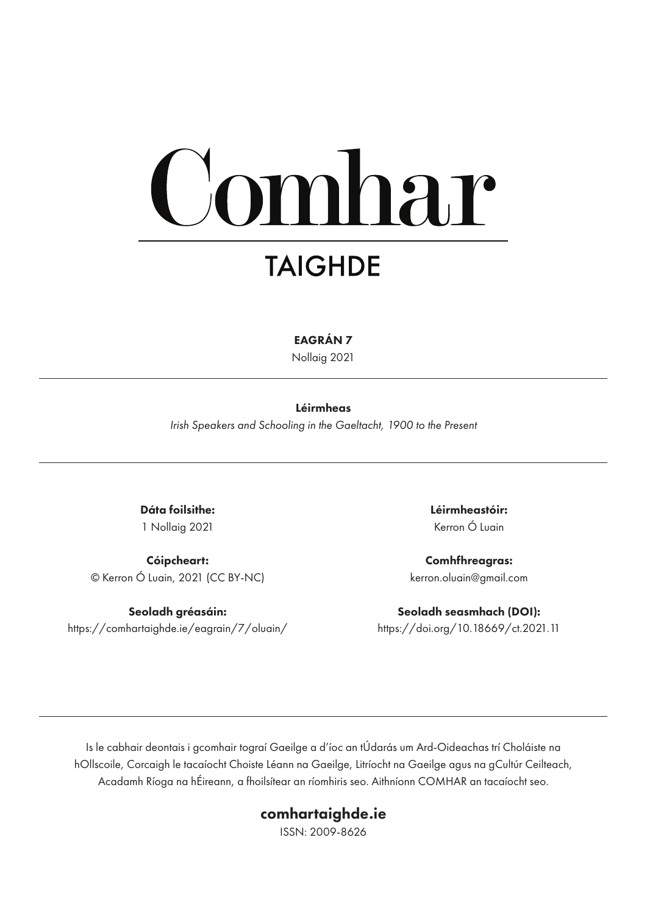# Comhar

## TAIGHDE

**EAGRÁN 7**

Nollaig 2021

---

**Léirmheas**

*Irish Speakers and Schooling in the Gaeltacht, 1900 to the Present*

---

**Dáta foilsithe:**
1 Nollaig 2021

**Léirmheastóir:**
Kerron Ó Luain

**Cóipcheart:**
© Kerron Ó Luain, 2021 (CC BY-NC)

**Comhfhreagras:**
kerron.oluain@gmail.com

**Seoladh gréasáin:**
https://comhartaighde.ie/eagrain/7/oluain/

**Seoladh seasmhach (DOI):**
https://doi.org/10.18669/ct.2021.11

---

Is le cabhair deontais i gcomhair tograí Gaeilge a d'íoc an tÚdarás um Ard-Oideachas trí Choláiste na hOllscoile, Corcaigh le tacaíocht Choiste Léann na Gaeilge, Litríocht na Gaeilge agus na gCultúr Ceilteach, Acadamh Ríoga na hÉireann, a fhoilsítear an ríomhiris seo. Aithníonn COMHAR an tacaíocht seo.

**comhartaighde.ie**

ISSN: 2009-8626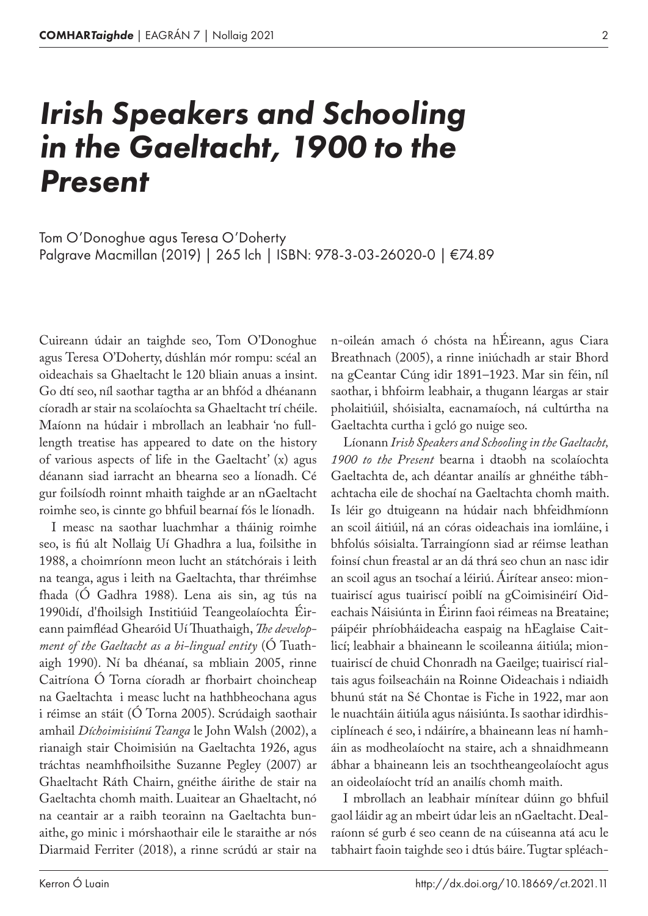# *Irish Speakers and Schooling in the Gaeltacht, 1900 to the Present*

Tom O'Donoghue agus Teresa O'Doherty
Palgrave Macmillan (2019) | 265 lch | ISBN: 978-3-03-26020-0 | €74.89

Cuireann údair an taighde seo, Tom O'Donoghue agus Teresa O'Doherty, dúshlán mór rompu: scéal an oideachais sa Ghaeltacht le 120 bliain anuas a insint. Go dtí seo, níl saothar tagtha ar an bhfód a dhéanann cíoradh ar stair na scolaíochta sa Ghaeltacht trí chéile. Maíonn na húdair i mbrollach an leabhair 'no full-length treatise has appeared to date on the history of various aspects of life in the Gaeltacht' (x) agus déanann siad iarracht an bhearna seo a líonadh. Cé gur foilsíodh roinnt mhaith taighde ar an nGaeltacht roimhe seo, is cinnte go bhfuil bearnaí fós le líonadh.

I measc na saothar luachmhar a tháinig roimhe seo, is fiú alt Nollaig Uí Ghadhra a lua, foilsithe in 1988, a choimríonn meon lucht an státchórais i leith na teanga, agus i leith na Gaeltachta, thar thréimhse fhada (Ó Gadhra 1988). Lena ais sin, ag tús na 1990idí, d'fhoilsigh Institiúid Teangeolaíochta Éireann paimfléad Ghearóid Uí Thuathaigh, *The development of the Gaeltacht as a bi-lingual entity* (Ó Tuathaigh 1990). Ní ba dhéanaí, sa mbliain 2005, rinne Caitríona Ó Torna cíoradh ar fhorbairt choincheap na Gaeltachta i measc lucht na hathbheochana agus i réimse an stáit (Ó Torna 2005). Scrúdaigh saothair amhail *Díchoimisiúnú Teanga* le John Walsh (2002), a rianaigh stair Choimisiún na Gaeltachta 1926, agus tráchtas neamhfhoilsithe Suzanne Pegley (2007) ar Ghaeltacht Ráth Chairn, gnéithe áirithe de stair na Gaeltachta chomh maith. Luaitear an Ghaeltacht, nó na ceantair ar a raibh teorainn na Gaeltachta bunaithe, go minic i mórshaothair eile le staraithe ar nós Diarmaid Ferriter (2018), a rinne scrúdú ar stair na n-oileán amach ó chósta na hÉireann, agus Ciara Breathnach (2005), a rinne iniúchadh ar stair Bhord na gCeantar Cúng idir 1891–1923. Mar sin féin, níl saothar, i bhfoirm leabhair, a thugann léargas ar stair pholaitiúil, shóisialta, eacnamaíoch, ná cultúrtha na Gaeltachta curtha i gcló go nuige seo.

Líonann *Irish Speakers and Schooling in the Gaeltacht, 1900 to the Present* bearna i dtaobh na scolaíochta Gaeltachta de, ach déantar anailís ar ghnéithe tábhachtacha eile de shochaí na Gaeltachta chomh maith. Is léir go dtuigeann na húdair nach bhfeidhmíonn an scoil áitiúil, ná an córas oideachais ina iomláine, i bhfolús sóisialta. Tarraingíonn siad ar réimse leathan foinsí chun freastal ar an dá thrá seo chun an nasc idir an scoil agus an tsochaí a léiriú. Áirítear anseo: miontuairiscí agus tuairiscí poiblí na gCoimisinéirí Oideachais Náisiúnta in Éirinn faoi réimeas na Breataine; páipéir phríobháideacha easpaig na hEaglaise Caitlicí; leabhair a bhaineann le scoileanna áitiúla; miontuairiscí de chuid Chonradh na Gaeilge; tuairiscí rialtais agus foilseacháin na Roinne Oideachais i ndiaidh bhunú stát na Sé Chontae is Fiche in 1922, mar aon le nuachtáin áitiúla agus náisiúnta. Is saothar idirdhisciplíneach é seo, i ndáiríre, a bhaineann leas ní hamháin as modheolaíocht na staire, ach a shnaidhmeann ábhar a bhaineann leis an tsochtheangeolaíocht agus an oideolaíocht tríd an anailís chomh maith.

I mbrollach an leabhair mínítear dúinn go bhfuil gaol láidir ag an mbeirt údar leis an nGaeltacht. Dealraíonn sé gurb é seo ceann de na cúiseanna atá acu le tabhairt faoin taighde seo i dtús báire. Tugtar spléach-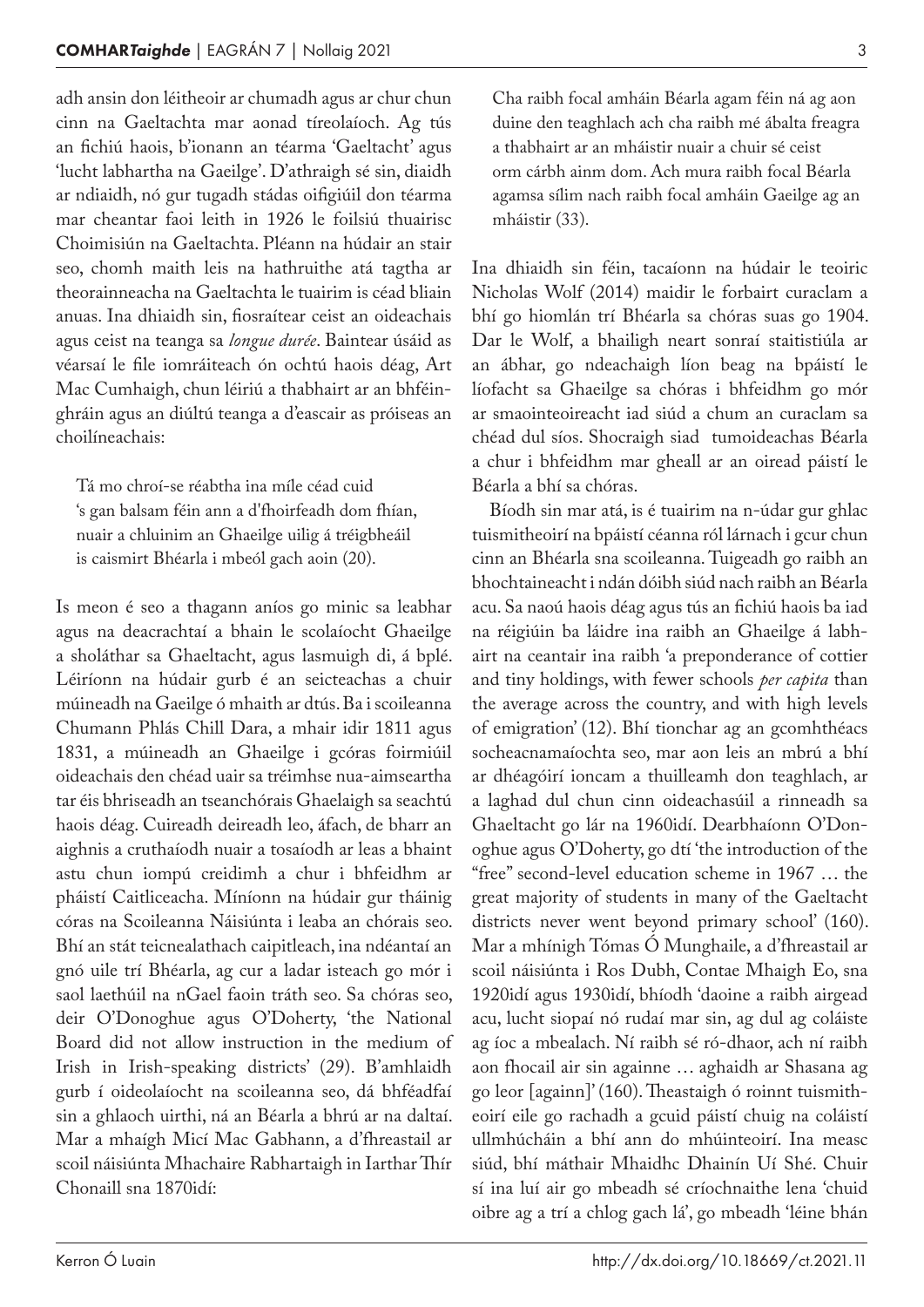adh ansin don léitheoir ar chumadh agus ar chur chun cinn na Gaeltachta mar aonad tíreolaíoch. Ag tús an fichiú haois, b'ionann an téarma 'Gaeltacht' agus 'lucht labhartha na Gaeilge'. D'athraigh sé sin, diaidh ar ndiaidh, nó gur tugadh stádas oifigiúil don téarma mar cheantar faoi leith in 1926 le foilsiú thuairisc Choimisiún na Gaeltachta. Pléann na húdair an stair seo, chomh maith leis na hathruithe atá tagtha ar theorainneacha na Gaeltachta le tuairim is céad bliain anuas. Ina dhiaidh sin, fiosraítear ceist an oideachais agus ceist na teanga sa *longue durée*. Baintear úsáid as véarsaí le file iomráiteach ón ochtú haois déag, Art Mac Cumhaigh, chun léiriú a thabhairt ar an bhféin-ghráin agus an diúltú teanga a d'eascair as próiseas an choilíneachais:

> Tá mo chroí-se réabtha ina míle céad cuid
> 's gan balsam féin ann a d'fhoirfeadh dom fhían,
> nuair a chluinim an Ghaeilge uilig á tréigbheáil
> is caismirt Bhéarla i mbeól gach aoin (20).

Is meon é seo a thagann aníos go minic sa leabhar agus na deacrachtaí a bhain le scolaíocht Ghaeilge a sholáthar sa Ghaeltacht, agus lasmuigh di, á bplé. Léiríonn na húdair gurb é an seicteachas a chuir múineadh na Gaeilge ó mhaith ar dtús. Ba i scoileanna Chumann Phlás Chill Dara, a mhair idir 1811 agus 1831, a múineadh an Ghaeilge i gcóras foirmiúil oideachais den chéad uair sa tréimhse nua-aimseartha tar éis bhriseadh an tseanchórais Ghaelaigh sa seachtú haois déag. Cuireadh deireadh leo, áfach, de bharr an aighnis a cruthaíodh nuair a tosaíodh ar leas a bhaint astu chun iompú creidimh a chur i bhfeidhm ar pháistí Caitliceacha. Míníonn na húdair gur tháinig córas na Scoileanna Náisiúnta i leaba an chórais seo. Bhí an stát teicnealathach caipitleach, ina ndéantaí an gnó uile trí Bhéarla, ag cur a ladar isteach go mór i saol laethúil na nGael faoin tráth seo. Sa chóras seo, deir O'Donoghue agus O'Doherty, 'the National Board did not allow instruction in the medium of Irish in Irish-speaking districts' (29). B'amhlaidh gurb í oideolaíocht na scoileanna seo, dá bhféadfaí sin a ghlaoch uirthi, ná an Béarla a bhrú ar na daltaí. Mar a mhaígh Micí Mac Gabhann, a d'fhreastail ar scoil náisiúnta Mhachaire Rabhartaigh in Iarthar Thír Chonaill sna 1870idí:

> Cha raibh focal amháin Béarla agam féin ná ag aon duine den teaghlach ach cha raibh mé ábalta freagra a thabhairt ar an mháistir nuair a chuir sé ceist orm cárbh ainm dom. Ach mura raibh focal Béarla agamsa sílim nach raibh focal amháin Gaeilge ag an mháistir (33).

Ina dhiaidh sin féin, tacaíonn na húdair le teoiric Nicholas Wolf (2014) maidir le forbairt curaclam a bhí go hiomlán trí Bhéarla sa chóras suas go 1904. Dar le Wolf, a bhailigh neart sonraí staitistiúla ar an ábhar, go ndeachaigh líon beag na bpáistí le líofacht sa Ghaeilge sa chóras i bhfeidhm go mór ar smaointeoireacht iad siúd a chum an curaclam sa chéad dul síos. Shocraigh siad tumoideachas Béarla a chur i bhfeidhm mar gheall ar an oiread páistí le Béarla a bhí sa chóras.

Bíodh sin mar atá, is é tuairim na n-údar gur ghlac tuismitheoirí na bpáistí céanna ról lárnach i gcur chun cinn an Bhéarla sna scoileanna. Tuigeadh go raibh an bhochtaineacht i ndán dóibh siúd nach raibh an Béarla acu. Sa naoú haois déag agus tús an fichiú haois ba iad na réigiúin ba láidre ina raibh an Ghaeilge á labhairt na ceantair ina raibh 'a preponderance of cottier and tiny holdings, with fewer schools *per capita* than the average across the country, and with high levels of emigration' (12). Bhí tionchar ag an gcomhthéacs socheacnamaíochta seo, mar aon leis an mbrú a bhí ar dhéagóirí ioncam a thuilleamh don teaghlach, ar a laghad dul chun cinn oideachasúil a rinneadh sa Ghaeltacht go lár na 1960idí. Dearbhaíonn O'Donoghue agus O'Doherty, go dtí 'the introduction of the "free" second-level education scheme in 1967 … the great majority of students in many of the Gaeltacht districts never went beyond primary school' (160). Mar a mhínigh Tómas Ó Munghaile, a d'fhreastail ar scoil náisiúnta i Ros Dubh, Contae Mhaigh Eo, sna 1920idí agus 1930idí, bhíodh 'daoine a raibh airgead acu, lucht siopaí nó rudaí mar sin, ag dul ag coláiste ag íoc a mbealach. Ní raibh sé ró-dhaor, ach ní raibh aon fhocail air sin againne … aghaidh ar Shasana ag go leor [againn]' (160). Theastaigh ó roinnt tuismitheoirí eile go rachadh a gcuid páistí chuig na coláistí ullmhúcháin a bhí ann do mhúinteoirí. Ina measc siúd, bhí máthair Mhaidhc Dhainín Uí Shé. Chuir sí ina luí air go mbeadh sé críochnaithe lena 'chuid oibre ag a trí a chlog gach lá', go mbeadh 'léine bhán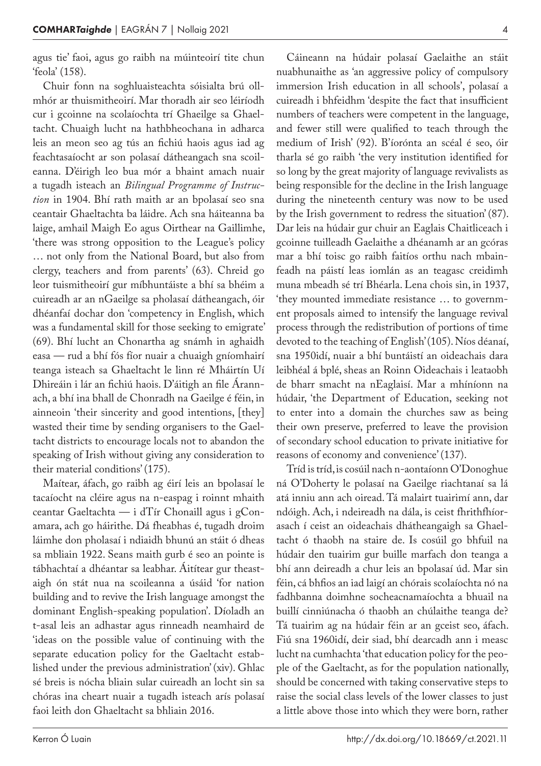agus tie' faoi, agus go raibh na múinteoirí tite chun 'feola' (158).

Chuir fonn na soghluaisteachta sóisialta brú ollmhór ar thuismitheoirí. Mar thoradh air seo léiríodh cur i gcoinne na scolaíochta trí Ghaeilge sa Ghaeltacht. Chuaigh lucht na hathbheochana in adharca leis an meon seo ag tús an fichiú haois agus iad ag feachtasaíocht ar son polasaí dátheangach sna scoileanna. D'éirigh leo bua mór a bhaint amach nuair a tugadh isteach an *Bilingual Programme of Instruction* in 1904. Bhí rath maith ar an bpolasaí seo sna ceantair Ghaeltachta ba láidre. Ach sna háiteanna ba laige, amhail Maigh Eo agus Oirthear na Gaillimhe, 'there was strong opposition to the League's policy … not only from the National Board, but also from clergy, teachers and from parents' (63). Chreid go leor tuismitheoirí gur míbhuntáiste a bhí sa bhéim a cuireadh ar an nGaeilge sa pholasaí dátheangach, óir dhéanfaí dochar don 'competency in English, which was a fundamental skill for those seeking to emigrate' (69). Bhí lucht an Chonartha ag snámh in aghaidh easa — rud a bhí fós fíor nuair a chuaigh gníomhairí teanga isteach sa Ghaeltacht le linn ré Mháirtín Uí Dhireáin i lár an fichiú haois. D'áitigh an file Árannach, a bhí ina bhall de Chonradh na Gaeilge é féin, in ainneoin 'their sincerity and good intentions, [they] wasted their time by sending organisers to the Gaeltacht districts to encourage locals not to abandon the speaking of Irish without giving any consideration to their material conditions' (175).

Maítear, áfach, go raibh ag éirí leis an bpolasaí le tacaíocht na cléire agus na n-easpag i roinnt mhaith ceantar Gaeltachta — i dTír Chonaill agus i gConamara, ach go háirithe. Dá fheabhas é, tugadh droim láimhe don pholasaí i ndiaidh bhunú an stáit ó dheas sa mbliain 1922. Seans maith gurb é seo an pointe is tábhachtaí a dhéantar sa leabhar. Áitítear gur theastaigh ón stát nua na scoileanna a úsáid 'for nation building and to revive the Irish language amongst the dominant English-speaking population'. Díoladh an t-asal leis an adhastar agus rinneadh neamhaird de 'ideas on the possible value of continuing with the separate education policy for the Gaeltacht established under the previous administration' (xiv). Ghlac sé breis is nócha bliain sular cuireadh an locht sin sa chóras ina cheart nuair a tugadh isteach arís polasaí faoi leith don Ghaeltacht sa bhliain 2016.

Cáineann na húdair polasaí Gaelaithe an stáit nuabhunaithe as 'an aggressive policy of compulsory immersion Irish education in all schools', polasaí a cuireadh i bhfeidhm 'despite the fact that insufficient numbers of teachers were competent in the language, and fewer still were qualified to teach through the medium of Irish' (92). B'íorónta an scéal é seo, óir tharla sé go raibh 'the very institution identified for so long by the great majority of language revivalists as being responsible for the decline in the Irish language during the nineteenth century was now to be used by the Irish government to redress the situation' (87). Dar leis na húdair gur chuir an Eaglais Chaitliceach i gcoinne tuilleadh Gaelaithe a dhéanamh ar an gcóras mar a bhí toisc go raibh faitíos orthu nach mbainfeadh na páistí leas iomlán as an teagasc creidimh muna mbeadh sé trí Bhéarla. Lena chois sin, in 1937, 'they mounted immediate resistance … to government proposals aimed to intensify the language revival process through the redistribution of portions of time devoted to the teaching of English' (105). Níos déanaí, sna 1950idí, nuair a bhí buntáistí an oideachais dara leibhéal á bplé, sheas an Roinn Oideachais i leataobh de bharr smacht na nEaglaisí. Mar a mhíníonn na húdair, 'the Department of Education, seeking not to enter into a domain the churches saw as being their own preserve, preferred to leave the provision of secondary school education to private initiative for reasons of economy and convenience' (137).

Tríd is tríd, is cosúil nach n-aontaíonn O'Donoghue ná O'Doherty le polasaí na Gaeilge riachtanaí sa lá atá inniu ann ach oiread. Tá malairt tuairimí ann, dar ndóigh. Ach, i ndeireadh na dála, is ceist fhrithfhíorasach í ceist an oideachais dhátheangaigh sa Ghaeltacht ó thaobh na staire de. Is cosúil go bhfuil na húdair den tuairim gur buille marfach don teanga a bhí ann deireadh a chur leis an bpolasaí úd. Mar sin féin, cá bhfios an iad laigí an chórais scolaíochta nó na fadhbanna doimhne socheacnamaíochta a bhuail na buillí cinniúnacha ó thaobh an chúlaithe teanga de? Tá tuairim ag na húdair féin ar an gceist seo, áfach. Fiú sna 1960idí, deir siad, bhí dearcadh ann i measc lucht na cumhachta 'that education policy for the people of the Gaeltacht, as for the population nationally, should be concerned with taking conservative steps to raise the social class levels of the lower classes to just a little above those into which they were born, rather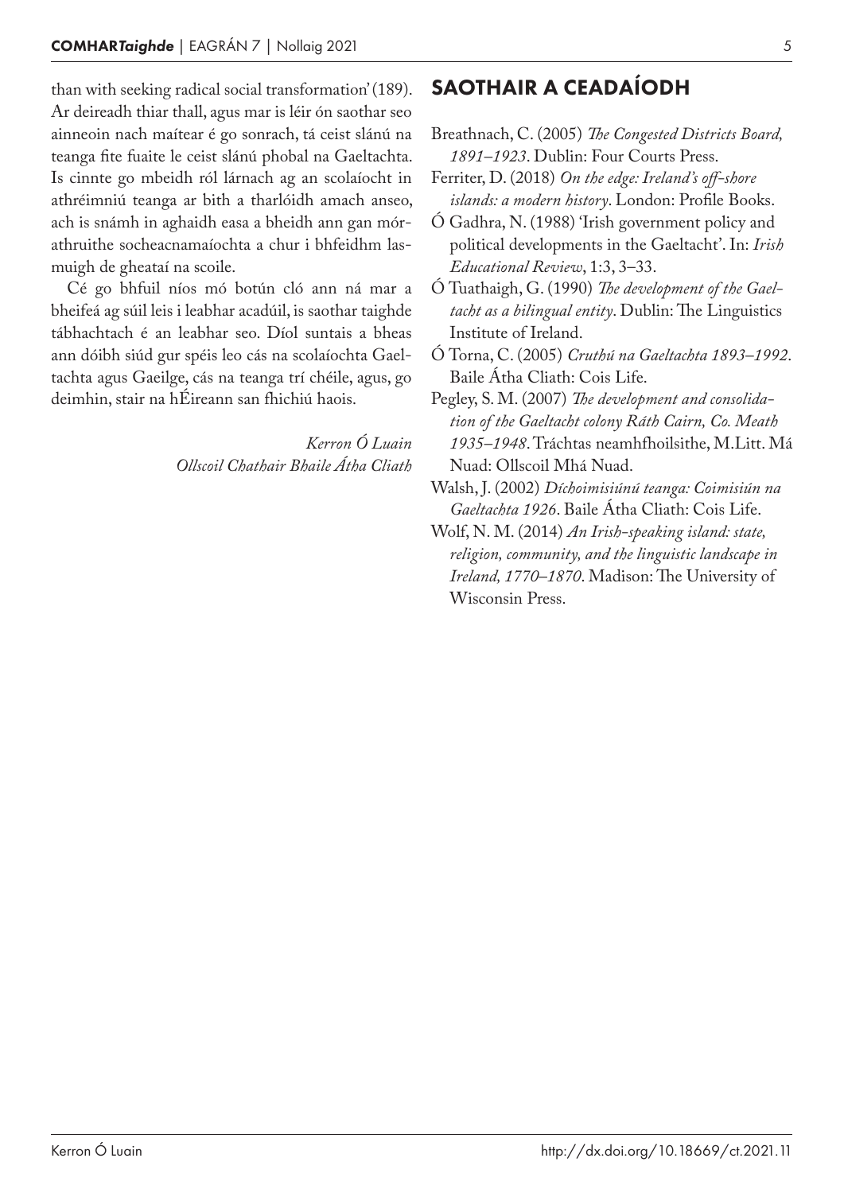than with seeking radical social transformation' (189). Ar deireadh thiar thall, agus mar is léir ón saothar seo ainneoin nach maítear é go sonrach, tá ceist slánú na teanga fite fuaite le ceist slánú phobal na Gaeltachta. Is cinnte go mbeidh ról lárnach ag an scolaíocht in athréimniú teanga ar bith a tharlóidh amach anseo, ach is snámh in aghaidh easa a bheidh ann gan mórathruithe socheacnamaíochta a chur i bhfeidhm lasmuigh de gheataí na scoile.

Cé go bhfuil níos mó botún cló ann ná mar a bheifeá ag súil leis i leabhar acadúil, is saothar taighde tábhachtach é an leabhar seo. Díol suntais a bheas ann dóibh siúd gur spéis leo cás na scolaíochta Gaeltachta agus Gaeilge, cás na teanga trí chéile, agus, go deimhin, stair na hÉireann san fhichiú haois.

*Kerron Ó Luain*
*Ollscoil Chathair Bhaile Átha Cliath*

## SAOTHAIR A CEADAÍODH

Breathnach, C. (2005) *The Congested Districts Board, 1891–1923*. Dublin: Four Courts Press.

Ferriter, D. (2018) *On the edge: Ireland's off-shore islands: a modern history*. London: Profile Books.

Ó Gadhra, N. (1988) 'Irish government policy and political developments in the Gaeltacht'. In: *Irish Educational Review*, 1:3, 3–33.

Ó Tuathaigh, G. (1990) *The development of the Gaeltacht as a bilingual entity*. Dublin: The Linguistics Institute of Ireland.

Ó Torna, C. (2005) *Cruthú na Gaeltachta 1893–1992*. Baile Átha Cliath: Cois Life.

Pegley, S. M. (2007) *The development and consolidation of the Gaeltacht colony Ráth Cairn, Co. Meath 1935–1948*. Tráchtas neamhfhoilsithe, M.Litt. Má Nuad: Ollscoil Mhá Nuad.

Walsh, J. (2002) *Díchoimisiúnú teanga: Coimisiún na Gaeltachta 1926*. Baile Átha Cliath: Cois Life.

Wolf, N. M. (2014) *An Irish-speaking island: state, religion, community, and the linguistic landscape in Ireland, 1770–1870*. Madison: The University of Wisconsin Press.